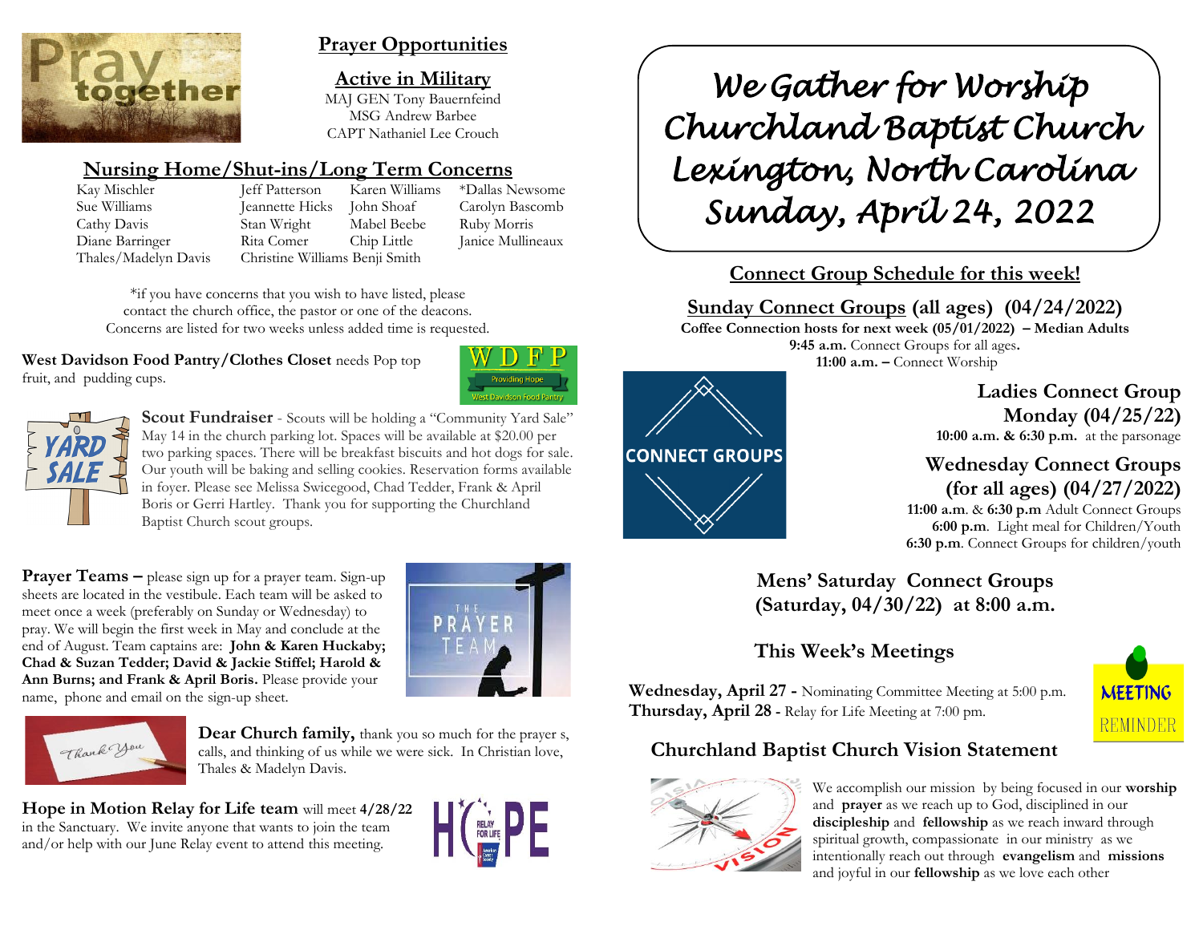## Prayer Opportunities

### Active in Military

MAJ GEN Tony Bauernfeind
MSG Andrew Barbee
CAPT Nathaniel Lee Crouch

### Nursing Home/Shut-ins/Long Term Concerns

| | | | |
|---|---|---|---|
| Kay Mischler | Jeff Patterson | Karen Williams | *Dallas Newsome |
| Sue Williams | Jeannette Hicks | John Shoaf | Carolyn Bascomb |
| Cathy Davis | Stan Wright | Mabel Beebe | Ruby Morris |
| Diane Barringer | Rita Comer | Chip Little | Janice Mullineaux |
| Thales/Madelyn Davis | Christine Williams | Benji Smith | |

*if you have concerns that you wish to have listed, please contact the church office, the pastor or one of the deacons. Concerns are listed for two weeks unless added time is requested.

**West Davidson Food Pantry/Clothes Closet** needs Pop top fruit, and pudding cups.

**Scout Fundraiser** - Scouts will be holding a "Community Yard Sale" May 14 in the church parking lot. Spaces will be available at $20.00 per two parking spaces. There will be breakfast biscuits and hot dogs for sale. Our youth will be baking and selling cookies. Reservation forms available in foyer. Please see Melissa Swicegood, Chad Tedder, Frank & April Boris or Gerri Hartley. Thank you for supporting the Churchland Baptist Church scout groups.

**Prayer Teams –** please sign up for a prayer team. Sign-up sheets are located in the vestibule. Each team will be asked to meet once a week (preferably on Sunday or Wednesday) to pray. We will begin the first week in May and conclude at the end of August. Team captains are: **John & Karen Huckaby; Chad & Suzan Tedder; David & Jackie Stiffel; Harold & Ann Burns; and Frank & April Boris.** Please provide your name, phone and email on the sign-up sheet.

**Dear Church family,** thank you so much for the prayer s, calls, and thinking of us while we were sick. In Christian love, Thales & Madelyn Davis.

**Hope in Motion Relay for Life team** will meet **4/28/22** in the Sanctuary. We invite anyone that wants to join the team and/or help with our June Relay event to attend this meeting.

# *We Gather for Worship*
# *Churchland Baptist Church*
# *Lexington, North Carolina*
# *Sunday, April 24, 2022*

## Connect Group Schedule for this week!

**Sunday Connect Groups (all ages) (04/24/2022)**
**Coffee Connection hosts for next week (05/01/2022) – Median Adults**
**9:45 a.m.** Connect Groups for all ages.
**11:00 a.m. –** Connect Worship

**Ladies Connect Group**
**Monday (04/25/22)**
**10:00 a.m. & 6:30 p.m.** at the parsonage

**Wednesday Connect Groups (for all ages) (04/27/2022)**
**11:00 a.m**. & **6:30 p.m** Adult Connect Groups
**6:00 p.m**. Light meal for Children/Youth
**6:30 p.m**. Connect Groups for children/youth

**Mens' Saturday Connect Groups**
**(Saturday, 04/30/22) at 8:00 a.m.**

## This Week's Meetings

**Wednesday, April 27 -** Nominating Committee Meeting at 5:00 p.m.
**Thursday, April 28 -** Relay for Life Meeting at 7:00 pm.

## Churchland Baptist Church Vision Statement

We accomplish our mission by being focused in our **worship** and **prayer** as we reach up to God, disciplined in our **discipleship** and **fellowship** as we reach inward through spiritual growth, compassionate in our ministry as we intentionally reach out through **evangelism** and **missions** and joyful in our **fellowship** as we love each other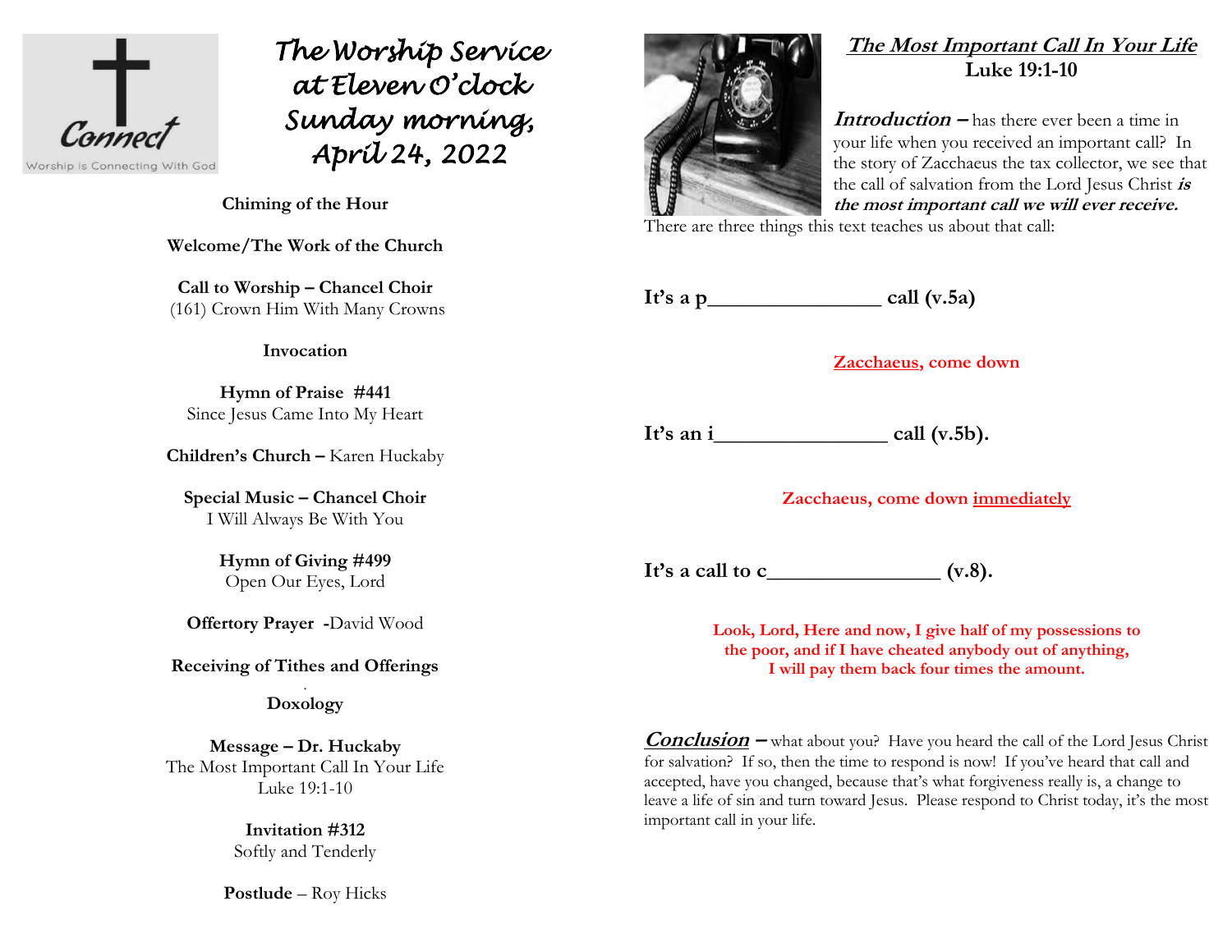# The Worship Service at Eleven O'clock Sunday morning, April 24, 2022

**Chiming of the Hour**

**Welcome/The Work of the Church**

**Call to Worship – Chancel Choir**
(161) Crown Him With Many Crowns

**Invocation**

**Hymn of Praise #441**
Since Jesus Came Into My Heart

**Children's Church –** Karen Huckaby

**Special Music – Chancel Choir**
I Will Always Be With You

**Hymn of Giving #499**
Open Our Eyes, Lord

**Offertory Prayer -**David Wood

**Receiving of Tithes and Offerings**

**Doxology**

**Message – Dr. Huckaby**
The Most Important Call In Your Life
Luke 19:1-10

**Invitation #312**
Softly and Tenderly

**Postlude** – Roy Hicks

## *The Most Important Call In Your Life*
**Luke 19:1-10**

***Introduction –*** has there been a time in your life when you received an important call? In the story of Zacchaeus the tax collector, we see that the call of salvation from the Lord Jesus Christ ***is the most important call we will ever receive.*** There are three things this text teaches us about that call:

**It's a p________________ call (v.5a)**

**Zacchaeus, come down**

**It's an i________________ call (v.5b).**

**Zacchaeus, come down immediately**

**It's a call to c________________ (v.8).**

**Look, Lord, Here and now, I give half of my possessions to the poor, and if I have cheated anybody out of anything, I will pay them back four times the amount.**

***Conclusion –*** what about you? Have you heard the call of the Lord Jesus Christ for salvation? If so, then the time to respond is now! If you've heard that call and accepted, have you changed, because that's what forgiveness really is, a change to leave a life of sin and turn toward Jesus. Please respond to Christ today, it's the most important call in your life.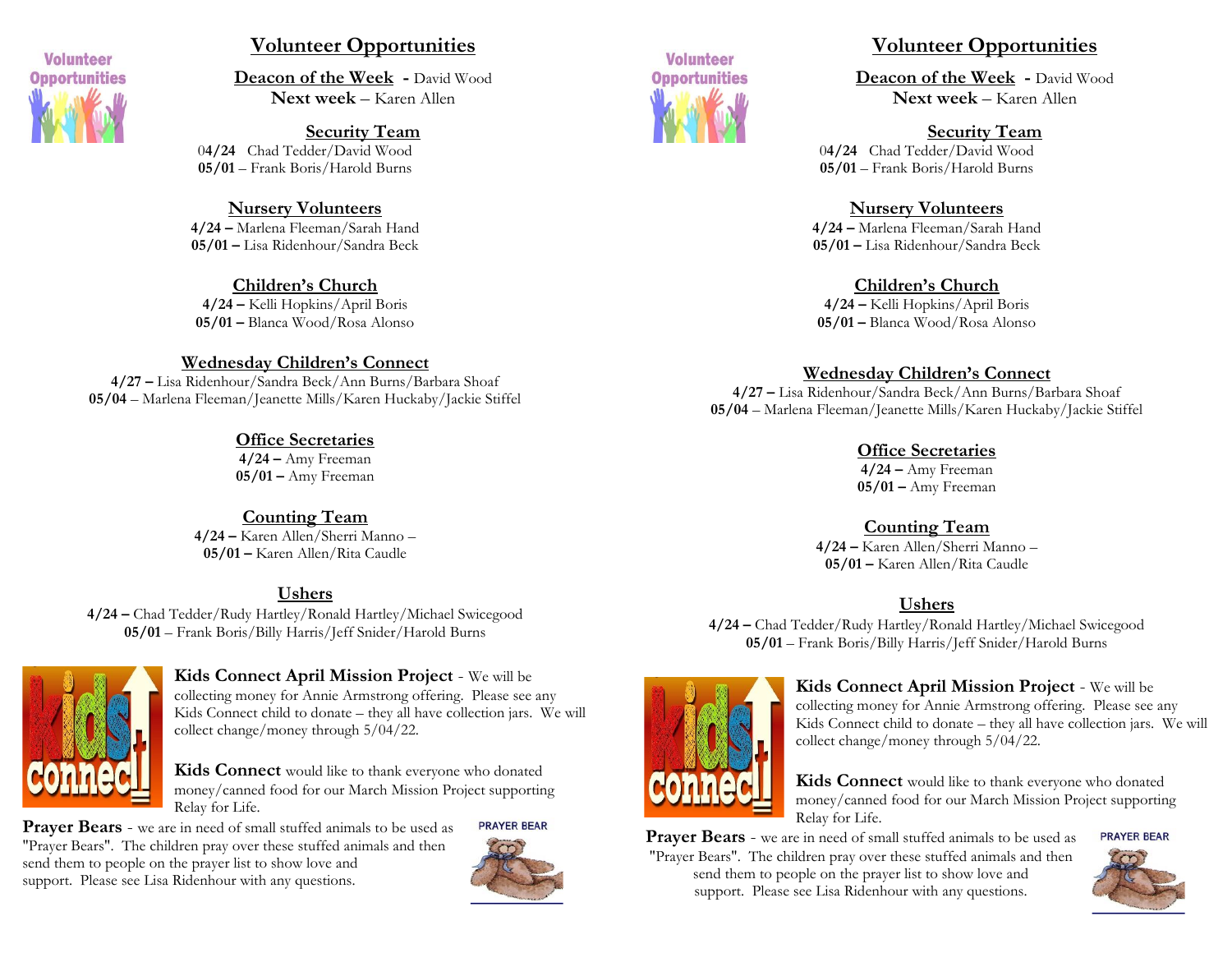## Volunteer Opportunities

**Deacon of the Week** - David Wood
**Next week** – Karen Allen

**Security Team**
0**4/24** Chad Tedder/David Wood
**05/01** – Frank Boris/Harold Burns

**Nursery Volunteers**
**4/24 –** Marlena Fleeman/Sarah Hand
**05/01 –** Lisa Ridenhour/Sandra Beck

**Children's Church**
**4/24 –** Kelli Hopkins/April Boris
**05/01 –** Blanca Wood/Rosa Alonso

**Wednesday Children's Connect**
**4/27 –** Lisa Ridenhour/Sandra Beck/Ann Burns/Barbara Shoaf
**05/04** – Marlena Fleeman/Jeanette Mills/Karen Huckaby/Jackie Stiffel

**Office Secretaries**
**4/24 –** Amy Freeman
**05/01 –** Amy Freeman

**Counting Team**
**4/24 –** Karen Allen/Sherri Manno –
**05/01 –** Karen Allen/Rita Caudle

**Ushers**
**4/24 –** Chad Tedder/Rudy Hartley/Ronald Hartley/Michael Swicegood
**05/01** – Frank Boris/Billy Harris/Jeff Snider/Harold Burns

**Kids Connect April Mission Project** - We will be collecting money for Annie Armstrong offering. Please see any Kids Connect child to donate – they all have collection jars. We will collect change/money through 5/04/22.

**Kids Connect** would like to thank everyone who donated money/canned food for our March Mission Project supporting Relay for Life.

**Prayer Bears** - we are in need of small stuffed animals to be used as "Prayer Bears". The children pray over these stuffed animals and then send them to people on the prayer list to show love and support. Please see Lisa Ridenhour with any questions.

## Volunteer Opportunities

**Deacon of the Week** - David Wood
**Next week** – Karen Allen

**Security Team**
0**4/24** Chad Tedder/David Wood
**05/01** – Frank Boris/Harold Burns

**Nursery Volunteers**
**4/24 –** Marlena Fleeman/Sarah Hand
**05/01 –** Lisa Ridenhour/Sandra Beck

**Children's Church**
**4/24 –** Kelli Hopkins/April Boris
**05/01 –** Blanca Wood/Rosa Alonso

**Wednesday Children's Connect**
**4/27 –** Lisa Ridenhour/Sandra Beck/Ann Burns/Barbara Shoaf
**05/04** – Marlena Fleeman/Jeanette Mills/Karen Huckaby/Jackie Stiffel

**Office Secretaries**
**4/24 –** Amy Freeman
**05/01 –** Amy Freeman

**Counting Team**
**4/24 –** Karen Allen/Sherri Manno –
**05/01 –** Karen Allen/Rita Caudle

**Ushers**
**4/24 –** Chad Tedder/Rudy Hartley/Ronald Hartley/Michael Swicegood
**05/01** – Frank Boris/Billy Harris/Jeff Snider/Harold Burns

**Kids Connect April Mission Project** - We will be collecting money for Annie Armstrong offering. Please see any Kids Connect child to donate – they all have collection jars. We will collect change/money through 5/04/22.

**Kids Connect** would like to thank everyone who donated money/canned food for our March Mission Project supporting Relay for Life.

**Prayer Bears** - we are in need of small stuffed animals to be used as "Prayer Bears". The children pray over these stuffed animals and then send them to people on the prayer list to show love and support. Please see Lisa Ridenhour with any questions.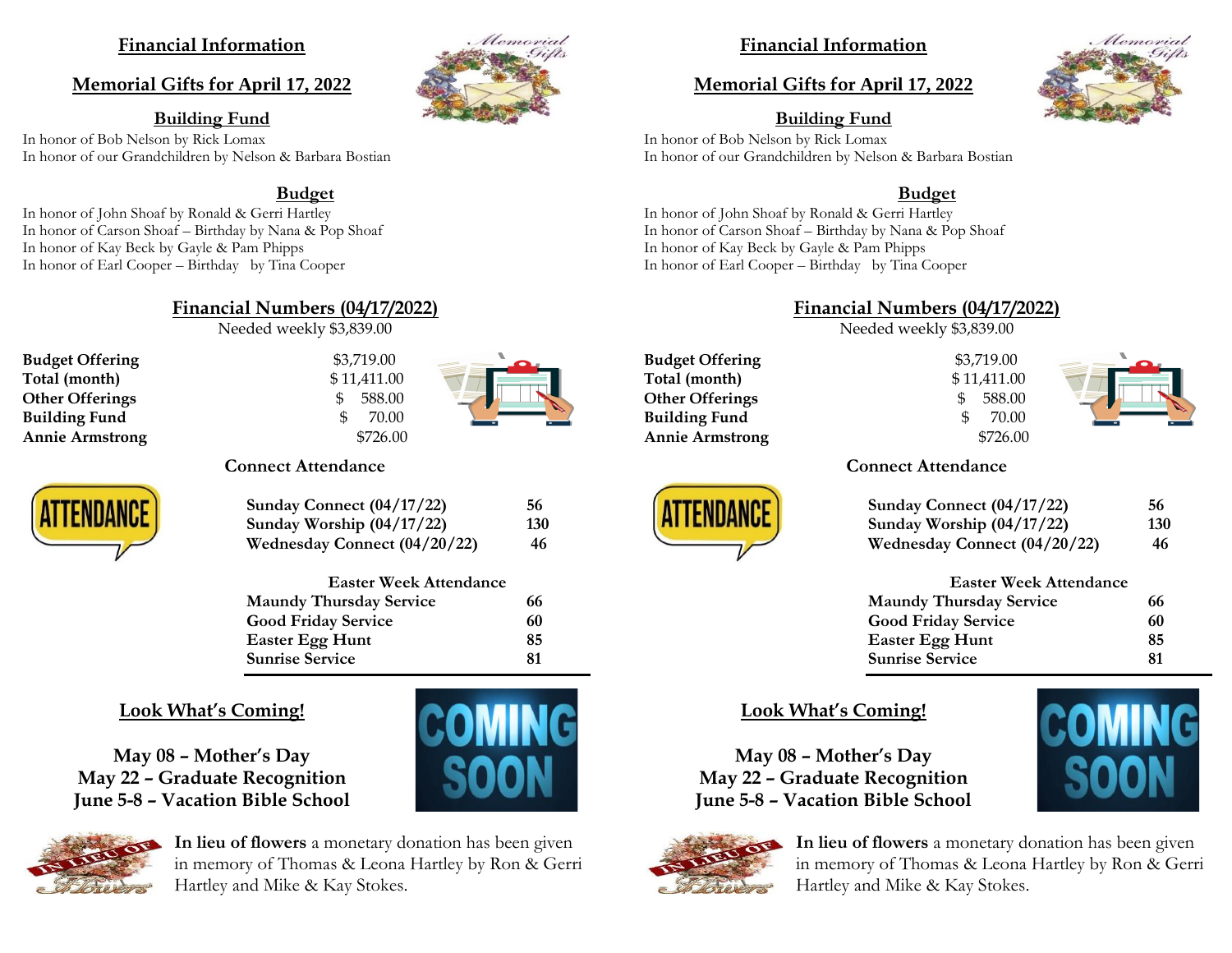## Financial Information

### Memorial Gifts for April 17, 2022

#### Building Fund

In honor of Bob Nelson by Rick Lomax
In honor of our Grandchildren by Nelson & Barbara Bostian

#### Budget

In honor of John Shoaf by Ronald & Gerri Hartley
In honor of Carson Shoaf – Birthday by Nana & Pop Shoaf
In honor of Kay Beck by Gayle & Pam Phipps
In honor of Earl Cooper – Birthday by Tina Cooper

### Financial Numbers (04/17/2022)

Needed weekly $3,839.00

| | |
|---|---|
| **Budget Offering** | $3,719.00 |
| **Total (month)** | $ 11,411.00 |
| **Other Offerings** | $ 588.00 |
| **Building Fund** | $ 70.00 |
| **Annie Armstrong** | $726.00 |

### Connect Attendance

| | |
|---|---|
| **Sunday Connect (04/17/22)** | **56** |
| **Sunday Worship (04/17/22)** | **130** |
| **Wednesday Connect (04/20/22)** | **46** |

**Easter Week Attendance**

| | |
|---|---|
| **Maundy Thursday Service** | **66** |
| **Good Friday Service** | **60** |
| **Easter Egg Hunt** | **85** |
| **Sunrise Service** | **81** |

### Look What's Coming!

**May 08 – Mother's Day**
**May 22 – Graduate Recognition**
**June 5-8 – Vacation Bible School**

**In lieu of flowers** a monetary donation has been given in memory of Thomas & Leona Hartley by Ron & Gerri Hartley and Mike & Kay Stokes.